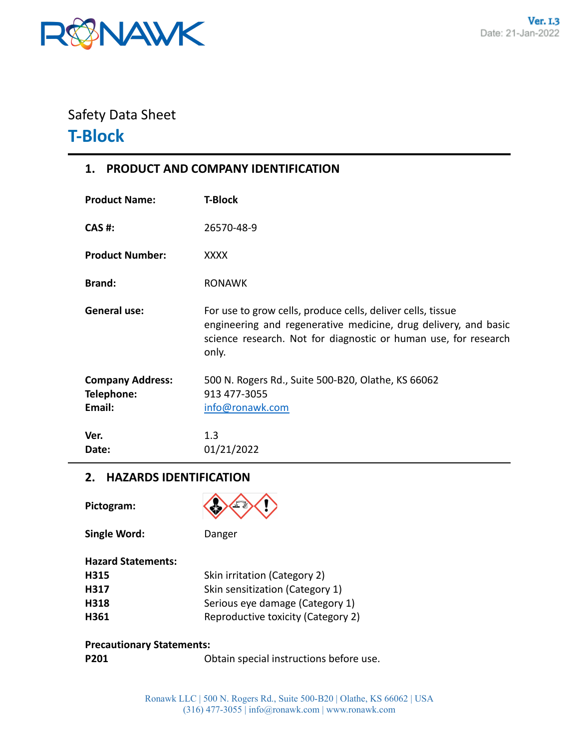Safety Data Sheet

# T-Block

## 1. PRODUCT AND COMPANY IDENTIFICATION

**Product Name:** **T-Block**

**CAS #:** 26570-48-9

**Product Number:** XXXX

**Brand:** RONAWK

**General use:** For use to grow cells, produce cells, deliver cells, tissue engineering and regenerative medicine, drug delivery, and basic science research. Not for diagnostic or human use, for research only.

**Company Address:** 500 N. Rogers Rd., Suite 500-B20, Olathe, KS 66062
**Telephone:** 913 477-3055
**Email:** info@ronawk.com

**Ver.** 1.3
**Date:** 01/21/2022

## 2. HAZARDS IDENTIFICATION

**Pictogram:**

**Single Word:** Danger

**Hazard Statements:**

**H315** Skin irritation (Category 2)
**H317** Skin sensitization (Category 1)
**H318** Serious eye damage (Category 1)
**H361** Reproductive toxicity (Category 2)

**Precautionary Statements:**

**P201** Obtain special instructions before use.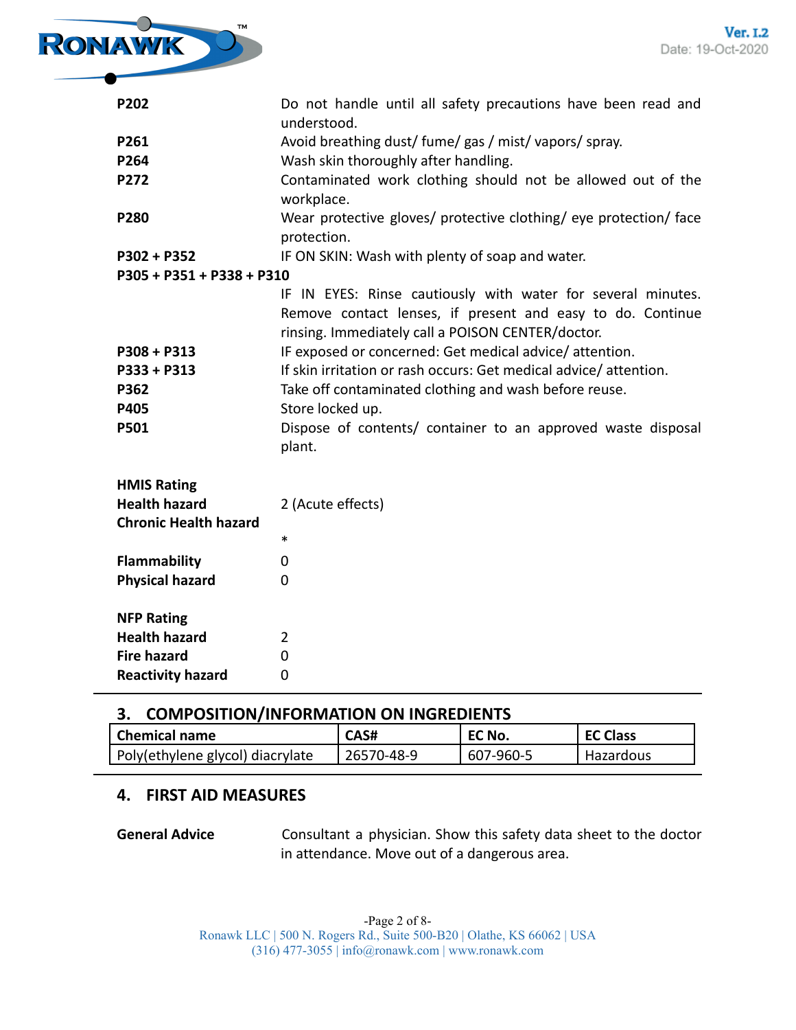| | |
|---|---|
| **P202** | Do not handle until all safety precautions have been read and understood. |
| **P261** | Avoid breathing dust/ fume/ gas / mist/ vapors/ spray. |
| **P264** | Wash skin thoroughly after handling. |
| **P272** | Contaminated work clothing should not be allowed out of the workplace. |
| **P280** | Wear protective gloves/ protective clothing/ eye protection/ face protection. |
| **P302 + P352** | IF ON SKIN: Wash with plenty of soap and water. |
| **P305 + P351 + P338 + P310** | IF IN EYES: Rinse cautiously with water for several minutes. Remove contact lenses, if present and easy to do. Continue rinsing. Immediately call a POISON CENTER/doctor. |
| **P308 + P313** | IF exposed or concerned: Get medical advice/ attention. |
| **P333 + P313** | If skin irritation or rash occurs: Get medical advice/ attention. |
| **P362** | Take off contaminated clothing and wash before reuse. |
| **P405** | Store locked up. |
| **P501** | Dispose of contents/ container to an approved waste disposal plant. |

**HMIS Rating**

| | |
|---|---|
| **Health hazard** | 2 (Acute effects) |
| **Chronic Health hazard** | * |
| **Flammability** | 0 |
| **Physical hazard** | 0 |

**NFP Rating**

| | |
|---|---|
| **Health hazard** | 2 |
| **Fire hazard** | 0 |
| **Reactivity hazard** | 0 |

## 3. COMPOSITION/INFORMATION ON INGREDIENTS

| Chemical name | CAS# | EC No. | EC Class |
|---|---|---|---|
| Poly(ethylene glycol) diacrylate | 26570-48-9 | 607-960-5 | Hazardous |

## 4. FIRST AID MEASURES

**General Advice** Consultant a physician. Show this safety data sheet to the doctor in attendance. Move out of a dangerous area.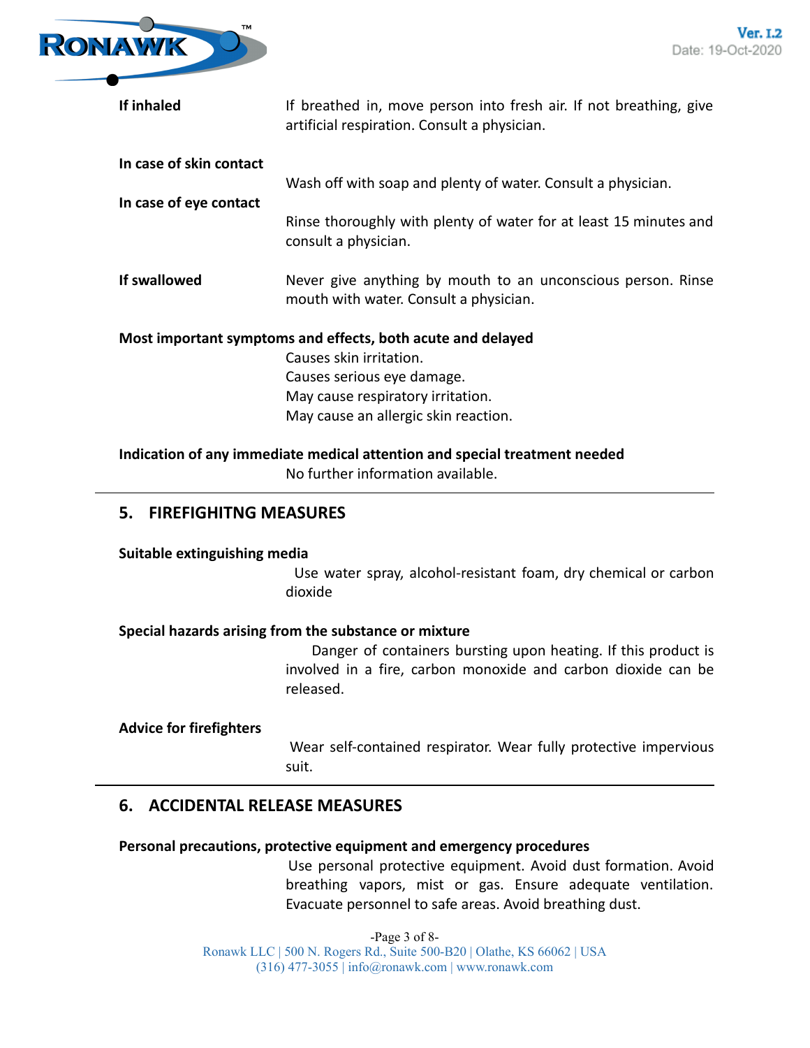**If inhaled**

If breathed in, move person into fresh air. If not breathing, give artificial respiration. Consult a physician.

**In case of skin contact**

Wash off with soap and plenty of water. Consult a physician.

**In case of eye contact**

Rinse thoroughly with plenty of water for at least 15 minutes and consult a physician.

**If swallowed**

Never give anything by mouth to an unconscious person. Rinse mouth with water. Consult a physician.

**Most important symptoms and effects, both acute and delayed**

Causes skin irritation.
Causes serious eye damage.
May cause respiratory irritation.
May cause an allergic skin reaction.

**Indication of any immediate medical attention and special treatment needed**

No further information available.

## 5. FIREFIGHITNG MEASURES

**Suitable extinguishing media**

Use water spray, alcohol-resistant foam, dry chemical or carbon dioxide

**Special hazards arising from the substance or mixture**

Danger of containers bursting upon heating. If this product is involved in a fire, carbon monoxide and carbon dioxide can be released.

**Advice for firefighters**

Wear self-contained respirator. Wear fully protective impervious suit.

## 6. ACCIDENTAL RELEASE MEASURES

**Personal precautions, protective equipment and emergency procedures**

Use personal protective equipment. Avoid dust formation. Avoid breathing vapors, mist or gas. Ensure adequate ventilation. Evacuate personnel to safe areas. Avoid breathing dust.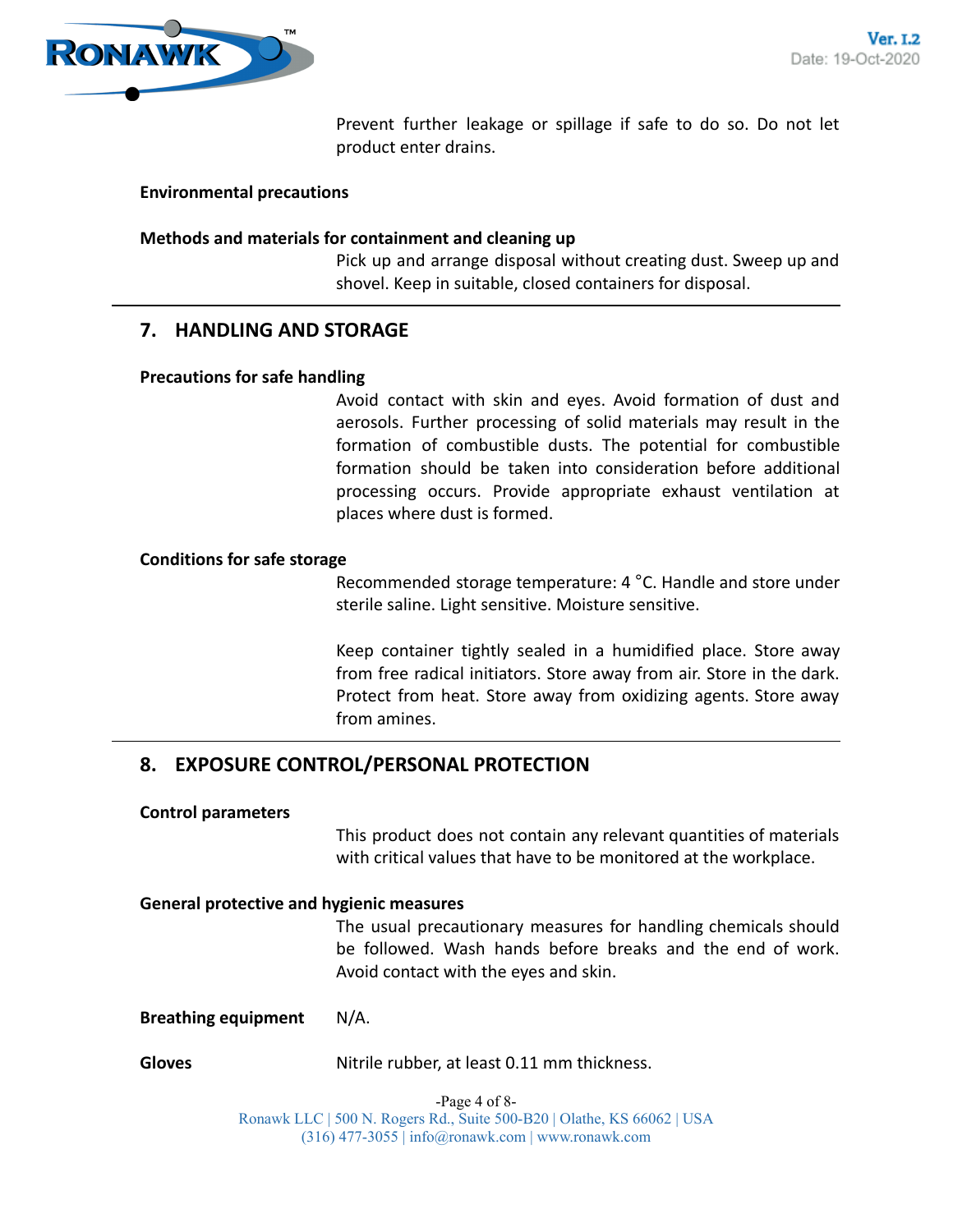Prevent further leakage or spillage if safe to do so. Do not let product enter drains.

**Environmental precautions**

**Methods and materials for containment and cleaning up**

Pick up and arrange disposal without creating dust. Sweep up and shovel. Keep in suitable, closed containers for disposal.

## 7. HANDLING AND STORAGE

**Precautions for safe handling**

Avoid contact with skin and eyes. Avoid formation of dust and aerosols. Further processing of solid materials may result in the formation of combustible dusts. The potential for combustible formation should be taken into consideration before additional processing occurs. Provide appropriate exhaust ventilation at places where dust is formed.

**Conditions for safe storage**

Recommended storage temperature: 4 °C. Handle and store under sterile saline. Light sensitive. Moisture sensitive.

Keep container tightly sealed in a humidified place. Store away from free radical initiators. Store away from air. Store in the dark. Protect from heat. Store away from oxidizing agents. Store away from amines.

## 8. EXPOSURE CONTROL/PERSONAL PROTECTION

**Control parameters**

This product does not contain any relevant quantities of materials with critical values that have to be monitored at the workplace.

**General protective and hygienic measures**

The usual precautionary measures for handling chemicals should be followed. Wash hands before breaks and the end of work. Avoid contact with the eyes and skin.

**Breathing equipment** N/A.

**Gloves** Nitrile rubber, at least 0.11 mm thickness.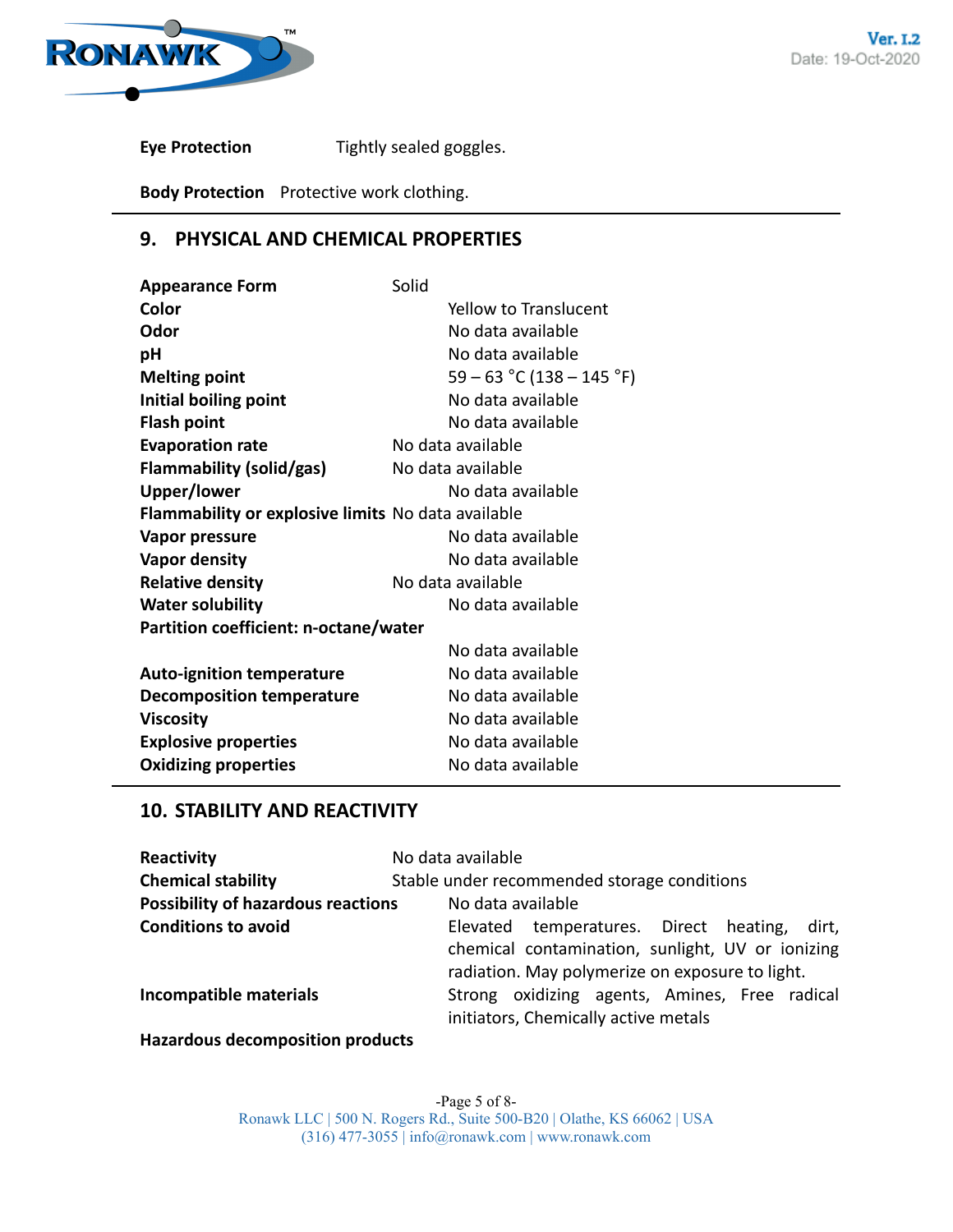**Eye Protection** Tightly sealed goggles.

**Body Protection** Protective work clothing.

## 9. PHYSICAL AND CHEMICAL PROPERTIES

| | |
|---|---|
| **Appearance Form** | Solid |
| **Color** | Yellow to Translucent |
| **Odor** | No data available |
| **pH** | No data available |
| **Melting point** | 59 – 63 °C (138 – 145 °F) |
| **Initial boiling point** | No data available |
| **Flash point** | No data available |
| **Evaporation rate** | No data available |
| **Flammability (solid/gas)** | No data available |
| **Upper/lower** | No data available |
| **Flammability or explosive limits** | No data available |
| **Vapor pressure** | No data available |
| **Vapor density** | No data available |
| **Relative density** | No data available |
| **Water solubility** | No data available |
| **Partition coefficient: n-octane/water** | No data available |
| **Auto-ignition temperature** | No data available |
| **Decomposition temperature** | No data available |
| **Viscosity** | No data available |
| **Explosive properties** | No data available |
| **Oxidizing properties** | No data available |

## 10. STABILITY AND REACTIVITY

| | |
|---|---|
| **Reactivity** | No data available |
| **Chemical stability** | Stable under recommended storage conditions |
| **Possibility of hazardous reactions** | No data available |
| **Conditions to avoid** | Elevated temperatures. Direct heating, dirt, chemical contamination, sunlight, UV or ionizing radiation. May polymerize on exposure to light. |
| **Incompatible materials** | Strong oxidizing agents, Amines, Free radical initiators, Chemically active metals |
| **Hazardous decomposition products** | |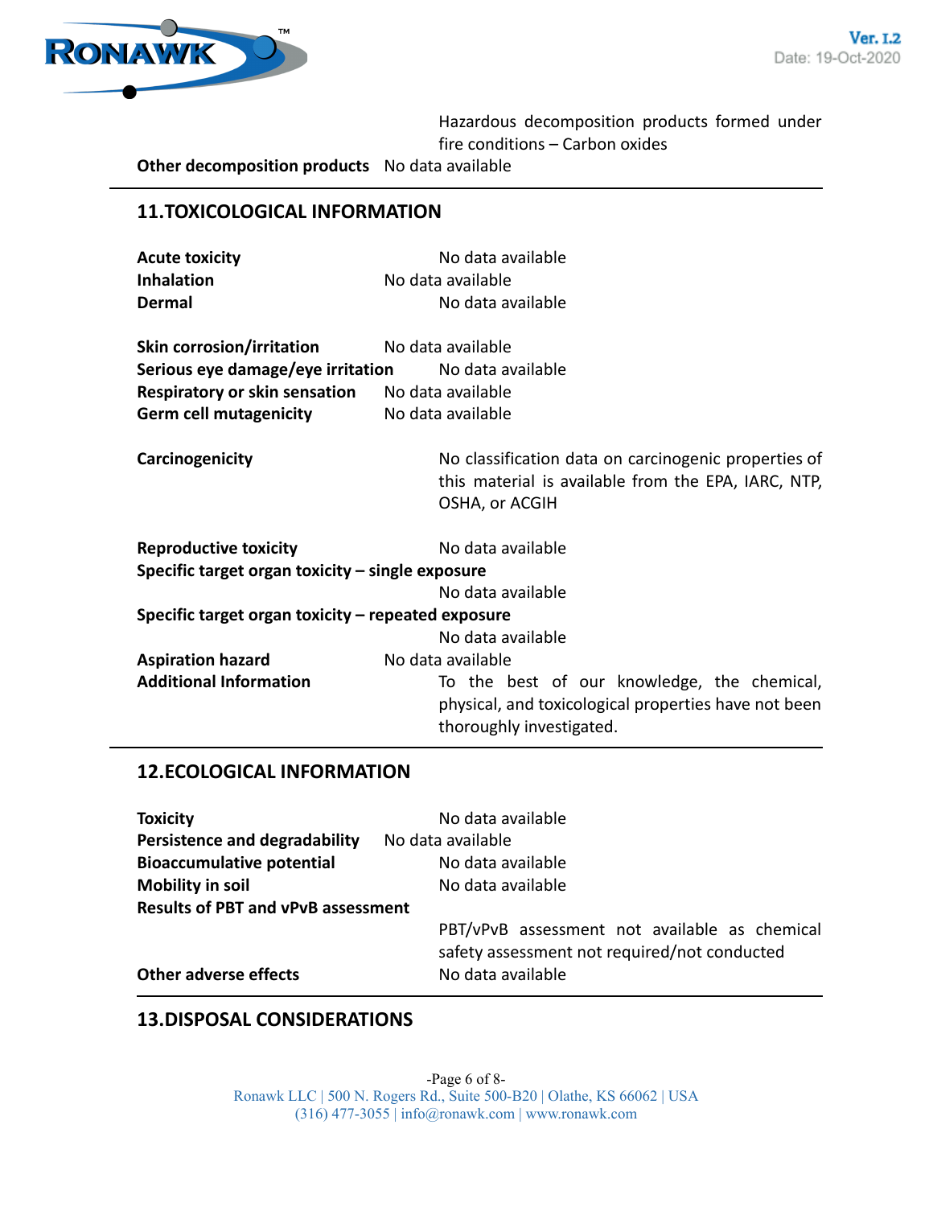Hazardous decomposition products formed under fire conditions – Carbon oxides

**Other decomposition products** No data available

## 11. TOXICOLOGICAL INFORMATION

**Acute toxicity** No data available

**Inhalation** No data available

**Dermal** No data available

**Skin corrosion/irritation** No data available

**Serious eye damage/eye irritation** No data available

**Respiratory or skin sensation** No data available

**Germ cell mutagenicity** No data available

**Carcinogenicity** No classification data on carcinogenic properties of this material is available from the EPA, IARC, NTP, OSHA, or ACGIH

**Reproductive toxicity** No data available

**Specific target organ toxicity – single exposure**
No data available

**Specific target organ toxicity – repeated exposure**
No data available

**Aspiration hazard** No data available

**Additional Information** To the best of our knowledge, the chemical, physical, and toxicological properties have not been thoroughly investigated.

## 12. ECOLOGICAL INFORMATION

**Toxicity** No data available

**Persistence and degradability** No data available

**Bioaccumulative potential** No data available

**Mobility in soil** No data available

**Results of PBT and vPvB assessment**
PBT/vPvB assessment not available as chemical safety assessment not required/not conducted

**Other adverse effects** No data available

## 13. DISPOSAL CONSIDERATIONS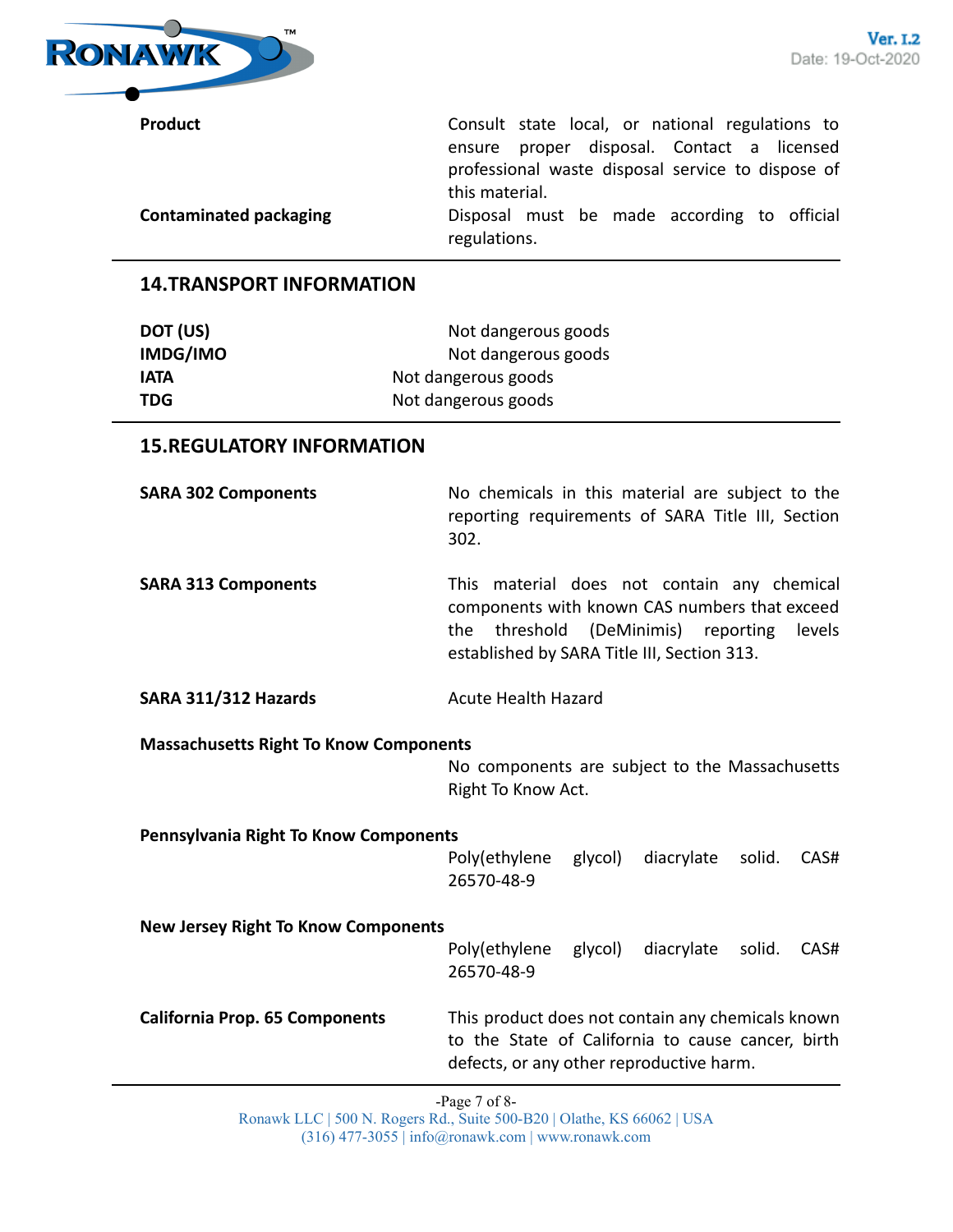| | |
|---|---|
| **Product** | Consult state local, or national regulations to ensure proper disposal. Contact a licensed professional waste disposal service to dispose of this material. |
| **Contaminated packaging** | Disposal must be made according to official regulations. |

## 14.TRANSPORT INFORMATION

| | |
|---|---|
| **DOT (US)** | Not dangerous goods |
| **IMDG/IMO** | Not dangerous goods |
| **IATA** | Not dangerous goods |
| **TDG** | Not dangerous goods |

## 15.REGULATORY INFORMATION

| | |
|---|---|
| **SARA 302 Components** | No chemicals in this material are subject to the reporting requirements of SARA Title III, Section 302. |
| **SARA 313 Components** | This material does not contain any chemical components with known CAS numbers that exceed the threshold (DeMinimis) reporting levels established by SARA Title III, Section 313. |
| **SARA 311/312 Hazards** | Acute Health Hazard |

**Massachusetts Right To Know Components**

No components are subject to the Massachusetts Right To Know Act.

**Pennsylvania Right To Know Components**

Poly(ethylene glycol) diacrylate solid. CAS# 26570-48-9

**New Jersey Right To Know Components**

Poly(ethylene glycol) diacrylate solid. CAS# 26570-48-9

| | |
|---|---|
| **California Prop. 65 Components** | This product does not contain any chemicals known to the State of California to cause cancer, birth defects, or any other reproductive harm. |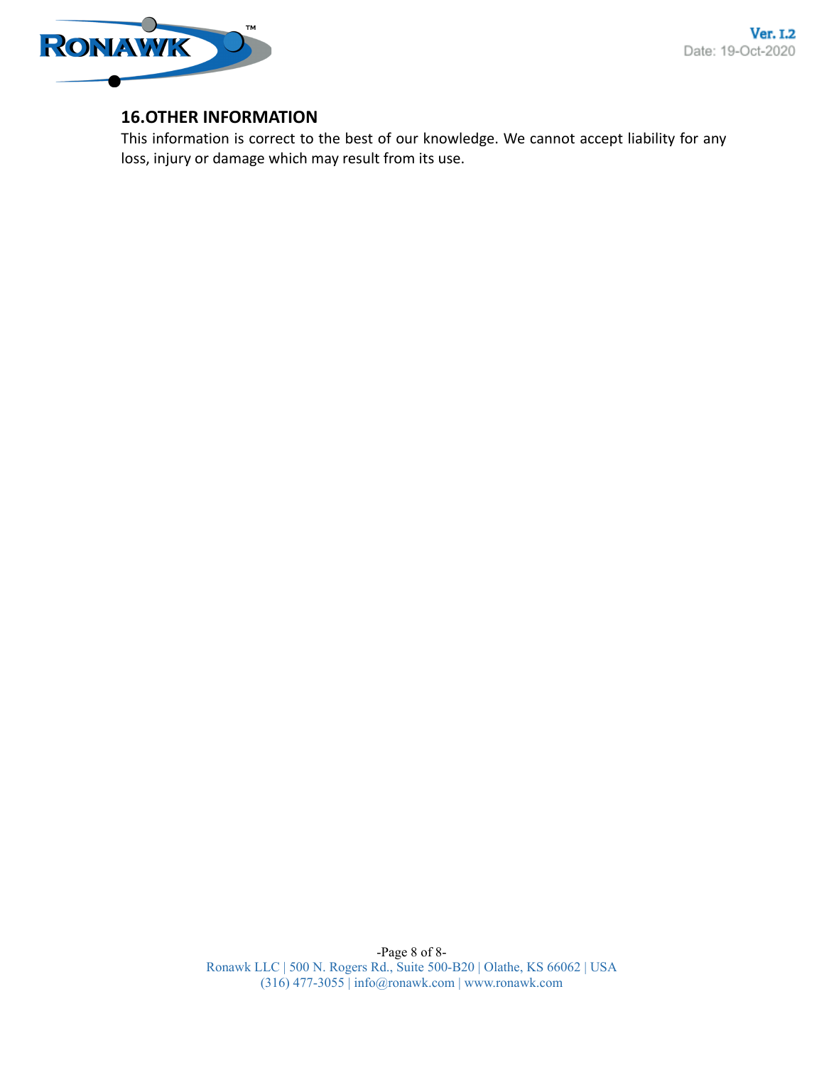## 16.OTHER INFORMATION

This information is correct to the best of our knowledge. We cannot accept liability for any loss, injury or damage which may result from its use.